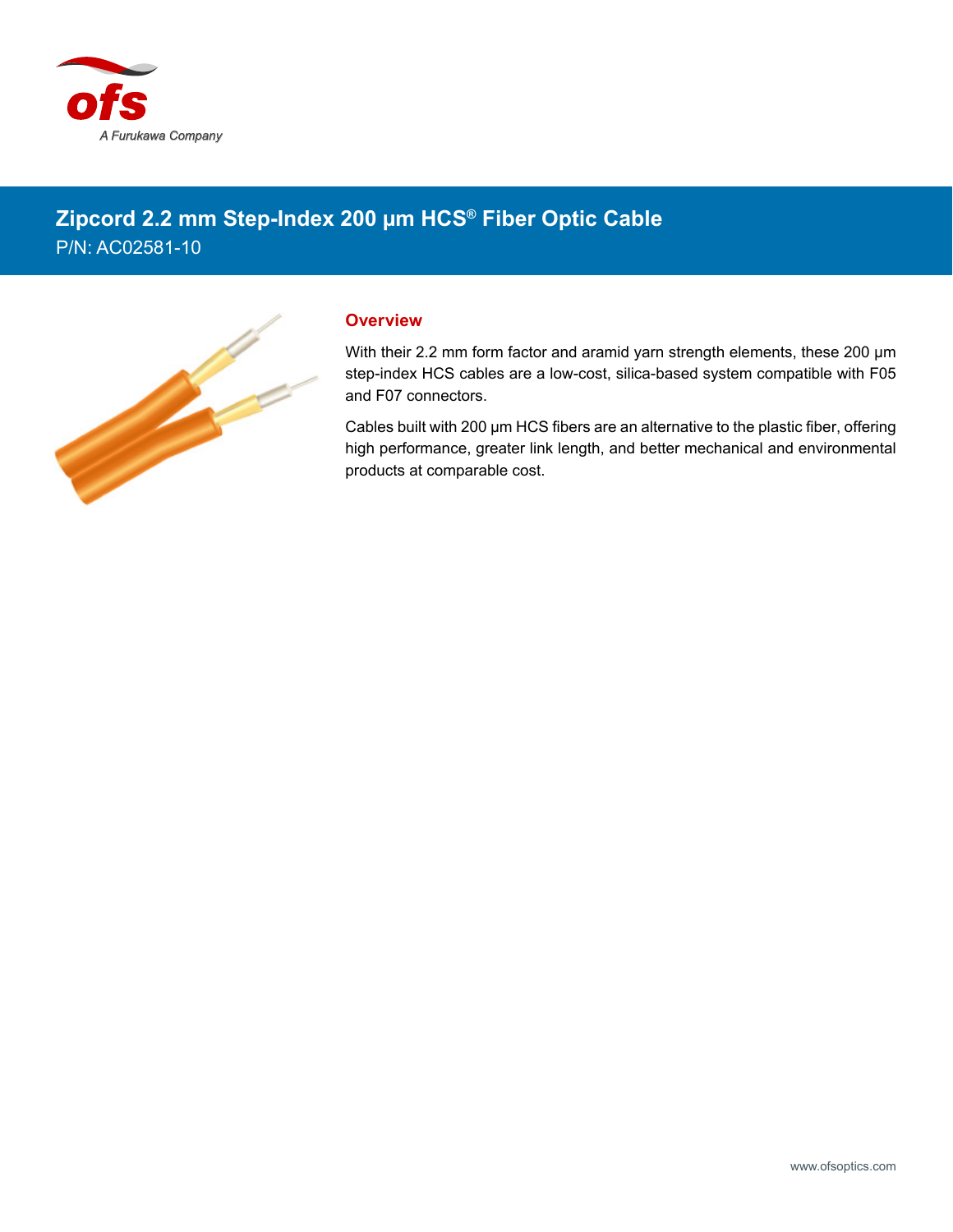# Zipcord 2.2 mm Step-Index 200 µm HCS® Fiber Optic Cable

P/N: AC02581-10

## Overview

With their 2.2 mm form factor and aramid yarn strength elements, these 200 µm step-index HCS cables are a low-cost, silica-based system compatible with F05 and F07 connectors.

Cables built with 200 µm HCS fibers are an alternative to the plastic fiber, offering high performance, greater link length, and better mechanical and environmental products at comparable cost.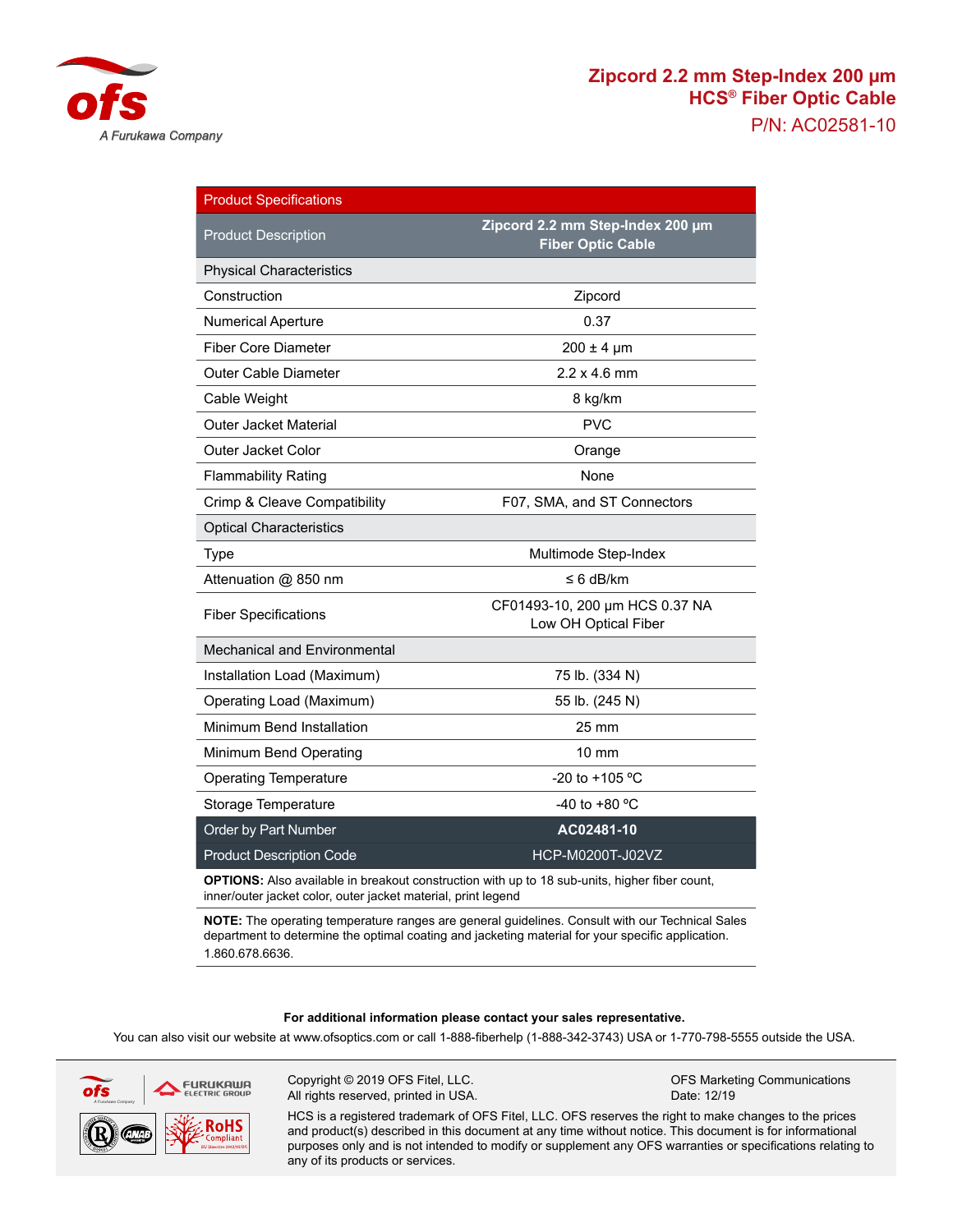# Zipcord 2.2 mm Step-Index 200 µm HCS® Fiber Optic Cable

P/N: AC02581-10

| Product Specifications | |
|---|---|
| **Product Description** | **Zipcord 2.2 mm Step-Index 200 µm Fiber Optic Cable** |
| Physical Characteristics | |
| Construction | Zipcord |
| Numerical Aperture | 0.37 |
| Fiber Core Diameter | 200 ± 4 µm |
| Outer Cable Diameter | 2.2 x 4.6 mm |
| Cable Weight | 8 kg/km |
| Outer Jacket Material | PVC |
| Outer Jacket Color | Orange |
| Flammability Rating | None |
| Crimp & Cleave Compatibility | F07, SMA, and ST Connectors |
| Optical Characteristics | |
| Type | Multimode Step-Index |
| Attenuation @ 850 nm | ≤ 6 dB/km |
| Fiber Specifications | CF01493-10, 200 µm HCS 0.37 NA Low OH Optical Fiber |
| Mechanical and Environmental | |
| Installation Load (Maximum) | 75 lb. (334 N) |
| Operating Load (Maximum) | 55 lb. (245 N) |
| Minimum Bend Installation | 25 mm |
| Minimum Bend Operating | 10 mm |
| Operating Temperature | -20 to +105 ºC |
| Storage Temperature | -40 to +80 ºC |
| Order by Part Number | **AC02481-10** |
| Product Description Code | HCP-M0200T-J02VZ |

**OPTIONS:** Also available in breakout construction with up to 18 sub-units, higher fiber count, inner/outer jacket color, outer jacket material, print legend

**NOTE:** The operating temperature ranges are general guidelines. Consult with our Technical Sales department to determine the optimal coating and jacketing material for your specific application. 1.860.678.6636.

**For additional information please contact your sales representative.**

You can also visit our website at www.ofsoptics.com or call 1-888-fiberhelp (1-888-342-3743) USA or 1-770-798-5555 outside the USA.

Copyright © 2019 OFS Fitel, LLC.
All rights reserved, printed in USA.

OFS Marketing Communications
Date: 12/19

HCS is a registered trademark of OFS Fitel, LLC. OFS reserves the right to make changes to the prices and product(s) described in this document at any time without notice. This document is for informational purposes only and is not intended to modify or supplement any OFS warranties or specifications relating to any of its products or services.